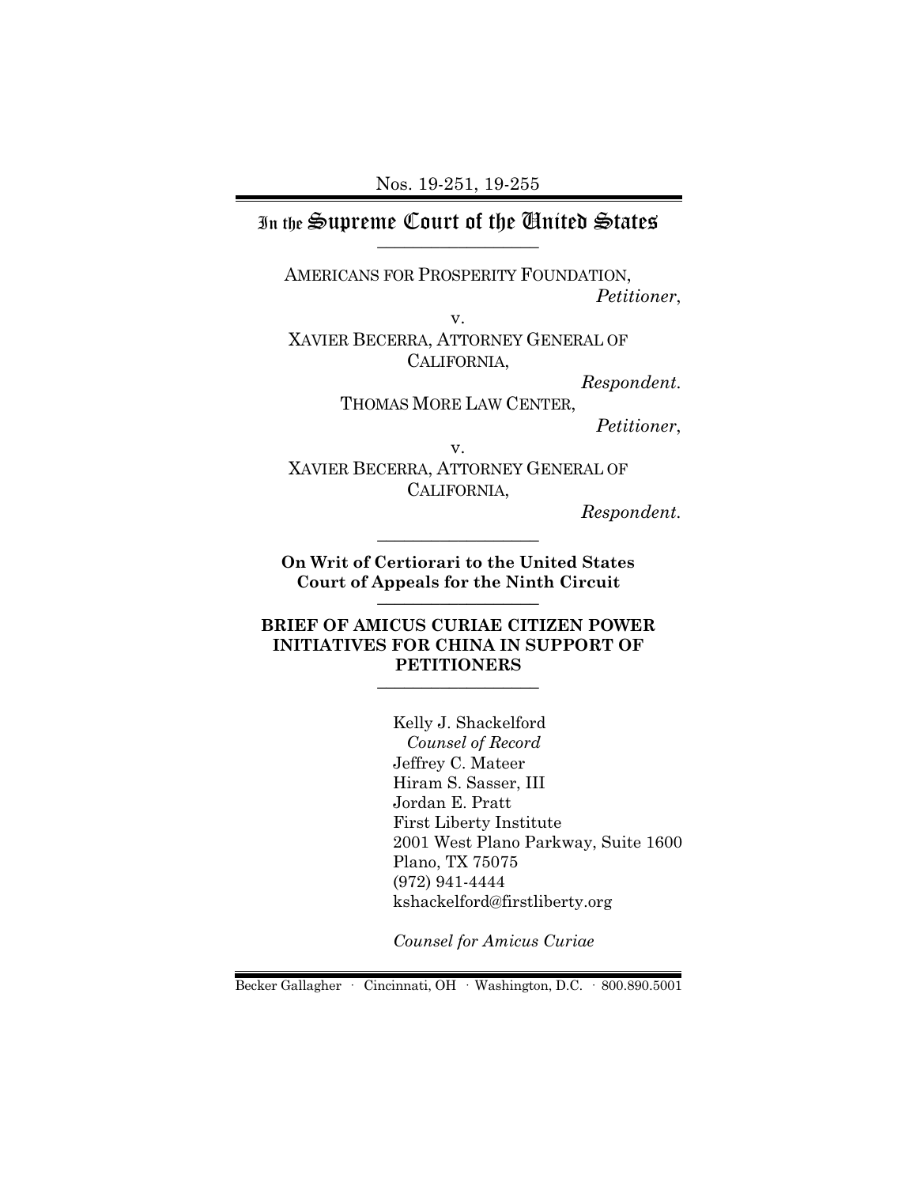Nos. 19-251, 19-255

# In the Supreme Court of the United States

AMERICANS FOR PROSPERITY FOUNDATION,
*Petitioner*,

v.

XAVIER BECERRA, ATTORNEY GENERAL OF CALIFORNIA,
*Respondent.*

THOMAS MORE LAW CENTER,
*Petitioner*,

v.

XAVIER BECERRA, ATTORNEY GENERAL OF CALIFORNIA,
*Respondent.*

---

**On Writ of Certiorari to the United States Court of Appeals for the Ninth Circuit**

---

**BRIEF OF AMICUS CURIAE CITIZEN POWER INITIATIVES FOR CHINA IN SUPPORT OF PETITIONERS**

---

Kelly J. Shackelford
*Counsel of Record*
Jeffrey C. Mateer
Hiram S. Sasser, III
Jordan E. Pratt
First Liberty Institute
2001 West Plano Parkway, Suite 1600
Plano, TX 75075
(972) 941-4444
kshackelford@firstliberty.org

*Counsel for Amicus Curiae*

Becker Gallagher · Cincinnati, OH · Washington, D.C. · 800.890.5001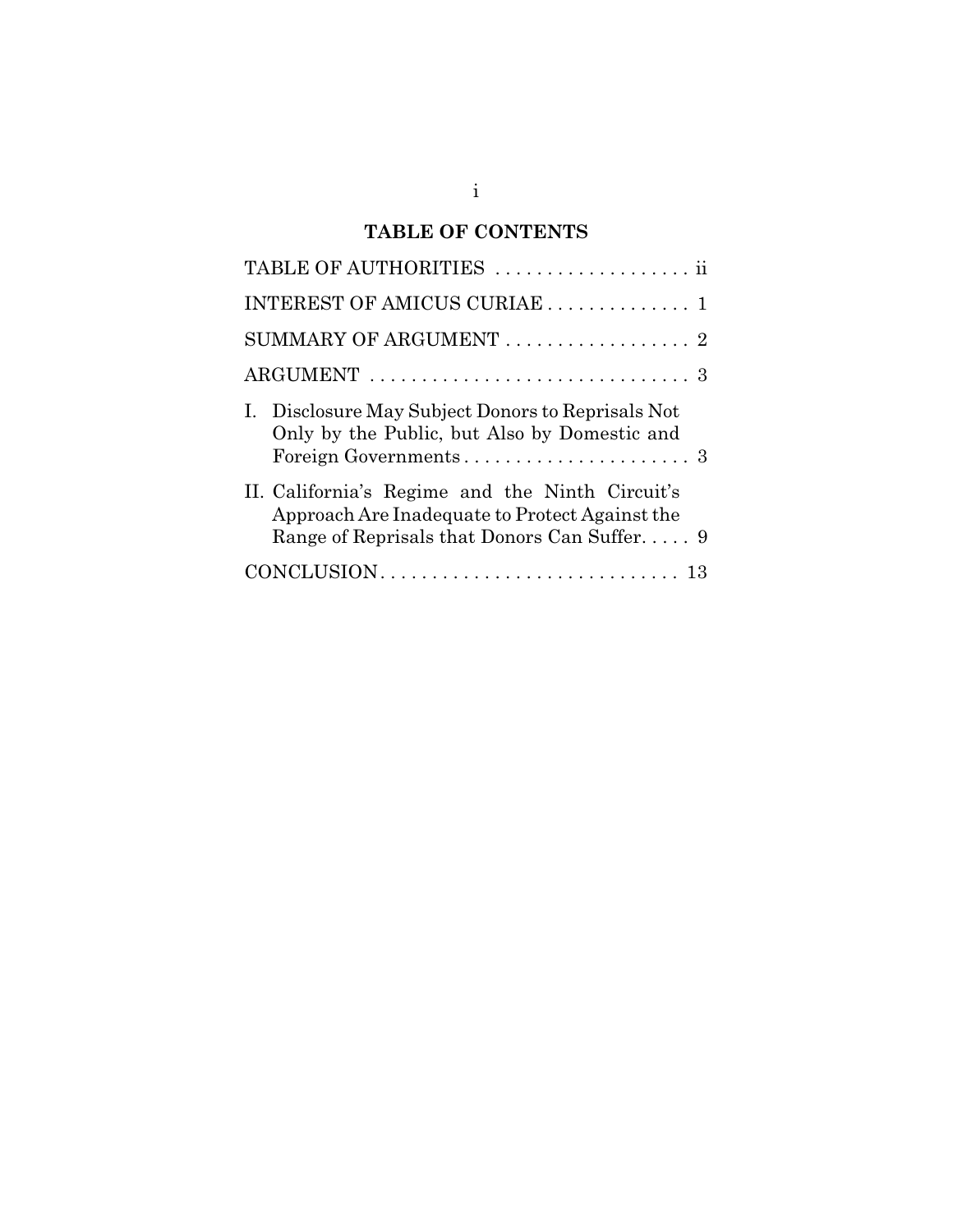## TABLE OF CONTENTS

TABLE OF AUTHORITIES . . . . . . . . . . . . . . . . . . . ii

INTEREST OF AMICUS CURIAE . . . . . . . . . . . . . . 1

SUMMARY OF ARGUMENT . . . . . . . . . . . . . . . . . . 2

ARGUMENT . . . . . . . . . . . . . . . . . . . . . . . . . . . . . . . 3

I. Disclosure May Subject Donors to Reprisals Not Only by the Public, but Also by Domestic and Foreign Governments . . . . . . . . . . . . . . . . . . . . . . 3

II. California's Regime and the Ninth Circuit's Approach Are Inadequate to Protect Against the Range of Reprisals that Donors Can Suffer. . . . . 9

CONCLUSION. . . . . . . . . . . . . . . . . . . . . . . . . . . . . 13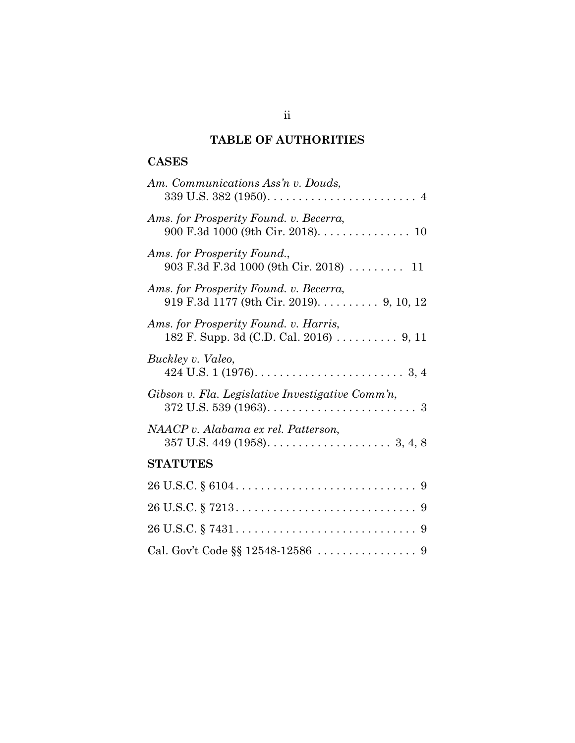## TABLE OF AUTHORITIES

### CASES

*Am. Communications Ass'n v. Douds*,
339 U.S. 382 (1950). . . . . . . . . . . . . . . . . . . . . . . . 4

*Ams. for Prosperity Found. v. Becerra*,
900 F.3d 1000 (9th Cir. 2018). . . . . . . . . . . . . . . 10

*Ams. for Prosperity Found.*,
903 F.3d F.3d 1000 (9th Cir. 2018) . . . . . . . . . 11

*Ams. for Prosperity Found. v. Becerra*,
919 F.3d 1177 (9th Cir. 2019). . . . . . . . . . 9, 10, 12

*Ams. for Prosperity Found. v. Harris*,
182 F. Supp. 3d (C.D. Cal. 2016) . . . . . . . . . . 9, 11

*Buckley v. Valeo*,
424 U.S. 1 (1976). . . . . . . . . . . . . . . . . . . . . . . . 3, 4

*Gibson v. Fla. Legislative Investigative Comm'n*,
372 U.S. 539 (1963). . . . . . . . . . . . . . . . . . . . . . . . 3

*NAACP v. Alabama ex rel. Patterson*,
357 U.S. 449 (1958). . . . . . . . . . . . . . . . . . . . 3, 4, 8

### STATUTES

26 U.S.C. § 6104 . . . . . . . . . . . . . . . . . . . . . . . . . . . . 9

26 U.S.C. § 7213 . . . . . . . . . . . . . . . . . . . . . . . . . . . . 9

26 U.S.C. § 7431 . . . . . . . . . . . . . . . . . . . . . . . . . . . . 9

Cal. Gov't Code §§ 12548-12586 . . . . . . . . . . . . . . . . 9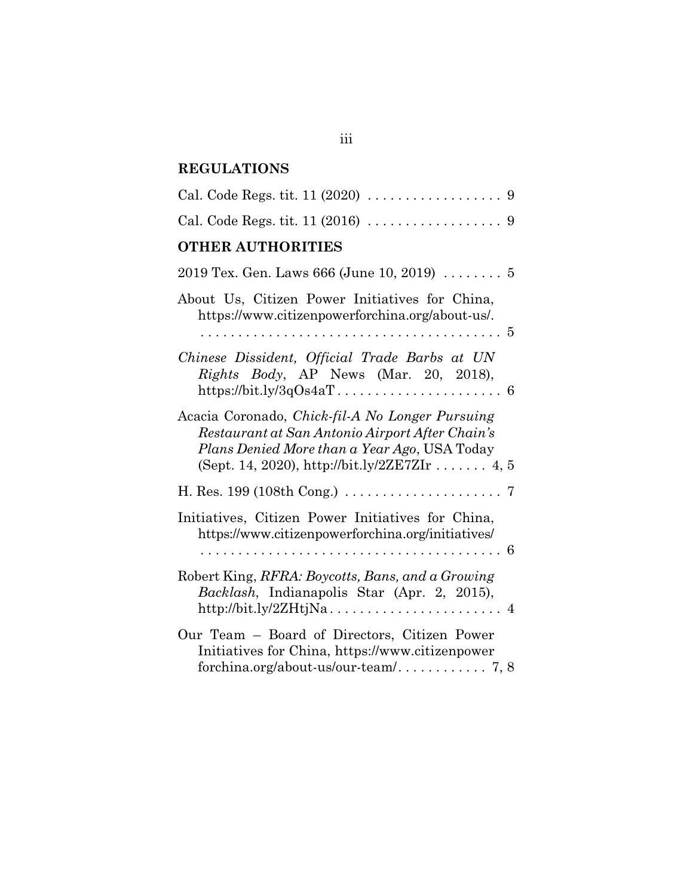## REGULATIONS

Cal. Code Regs. tit. 11 (2020) . . . . . . . . . . . . . . . . . . 9

Cal. Code Regs. tit. 11 (2016) . . . . . . . . . . . . . . . . . . 9

## OTHER AUTHORITIES

2019 Tex. Gen. Laws 666 (June 10, 2019) . . . . . . . . 5

About Us, Citizen Power Initiatives for China, https://www.citizenpowerforchina.org/about-us/. . . . . . . . . . . . . . . . . . . . . . . . . . . . . . . . . . . . . . . . . 5

*Chinese Dissident, Official Trade Barbs at UN Rights Body*, AP News (Mar. 20, 2018), https://bit.ly/3qOs4aT . . . . . . . . . . . . . . . . . . . . . . 6

Acacia Coronado, *Chick-fil-A No Longer Pursuing Restaurant at San Antonio Airport After Chain's Plans Denied More than a Year Ago*, USA Today (Sept. 14, 2020), http://bit.ly/2ZE7ZIr . . . . . . . 4, 5

H. Res. 199 (108th Cong.) . . . . . . . . . . . . . . . . . . . . . 7

Initiatives, Citizen Power Initiatives for China, https://www.citizenpowerforchina.org/initiatives/ . . . . . . . . . . . . . . . . . . . . . . . . . . . . . . . . . . . . . . . . . 6

Robert King, *RFRA: Boycotts, Bans, and a Growing Backlash*, Indianapolis Star (Apr. 2, 2015), http://bit.ly/2ZHtjNa . . . . . . . . . . . . . . . . . . . . . . . 4

Our Team – Board of Directors, Citizen Power Initiatives for China, https://www.citizenpowerforchina.org/about-us/our-team/. . . . . . . . . . . . 7, 8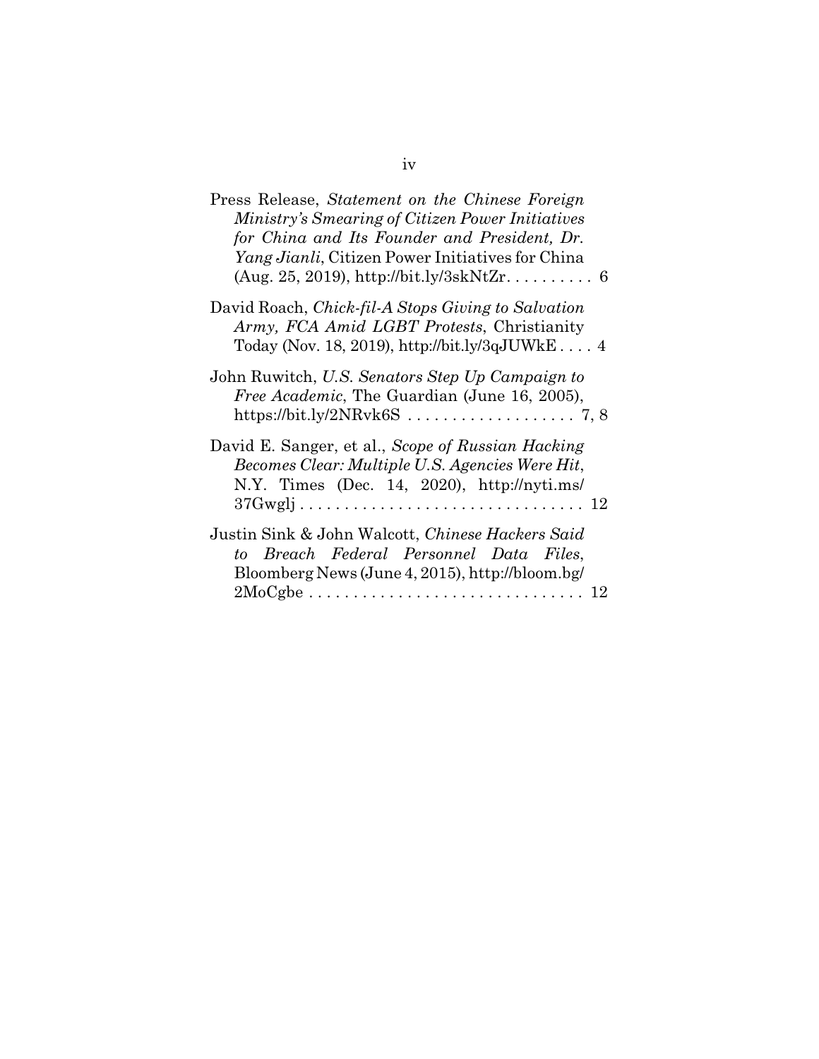Press Release, *Statement on the Chinese Foreign Ministry's Smearing of Citizen Power Initiatives for China and Its Founder and President, Dr. Yang Jianli*, Citizen Power Initiatives for China (Aug. 25, 2019), http://bit.ly/3skNtZr. . . . . . . . . . 6

David Roach, *Chick-fil-A Stops Giving to Salvation Army, FCA Amid LGBT Protests*, Christianity Today (Nov. 18, 2019), http://bit.ly/3qJUWkE . . . . 4

John Ruwitch, *U.S. Senators Step Up Campaign to Free Academic*, The Guardian (June 16, 2005), https://bit.ly/2NRvk6S . . . . . . . . . . . . . . . . . . . 7, 8

David E. Sanger, et al., *Scope of Russian Hacking Becomes Clear: Multiple U.S. Agencies Were Hit*, N.Y. Times (Dec. 14, 2020), http://nyti.ms/37Gwglj . . . . . . . . . . . . . . . . . . . . . . . . . . . . . . . . 12

Justin Sink & John Walcott, *Chinese Hackers Said to Breach Federal Personnel Data Files*, Bloomberg News (June 4, 2015), http://bloom.bg/2MoCgbe . . . . . . . . . . . . . . . . . . . . . . . . . . . . . . . 12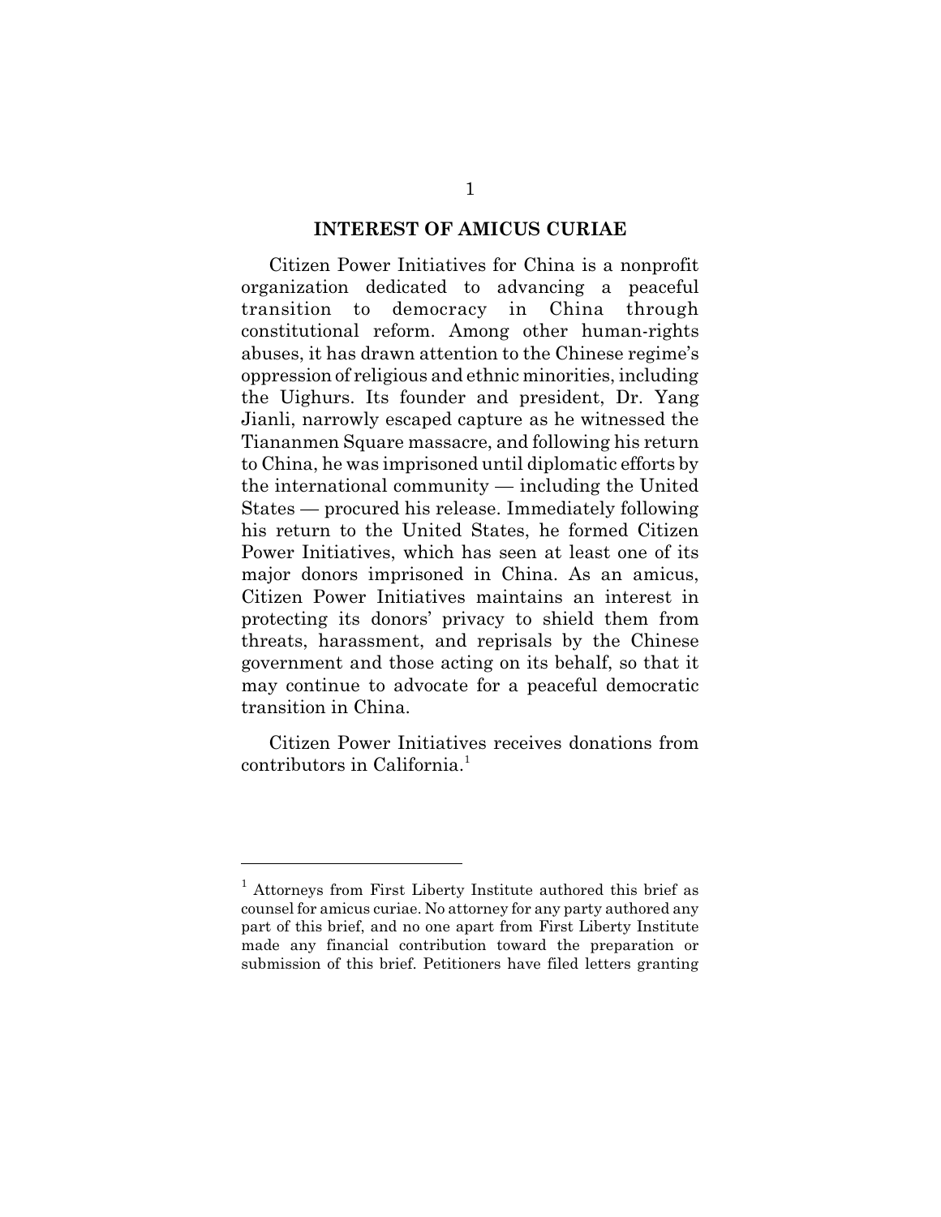## INTEREST OF AMICUS CURIAE

Citizen Power Initiatives for China is a nonprofit organization dedicated to advancing a peaceful transition to democracy in China through constitutional reform. Among other human-rights abuses, it has drawn attention to the Chinese regime's oppression of religious and ethnic minorities, including the Uighurs. Its founder and president, Dr. Yang Jianli, narrowly escaped capture as he witnessed the Tiananmen Square massacre, and following his return to China, he was imprisoned until diplomatic efforts by the international community — including the United States — procured his release. Immediately following his return to the United States, he formed Citizen Power Initiatives, which has seen at least one of its major donors imprisoned in China. As an amicus, Citizen Power Initiatives maintains an interest in protecting its donors' privacy to shield them from threats, harassment, and reprisals by the Chinese government and those acting on its behalf, so that it may continue to advocate for a peaceful democratic transition in China.

Citizen Power Initiatives receives donations from contributors in California.[1]

---

[1] Attorneys from First Liberty Institute authored this brief as counsel for amicus curiae. No attorney for any party authored any part of this brief, and no one apart from First Liberty Institute made any financial contribution toward the preparation or submission of this brief. Petitioners have filed letters granting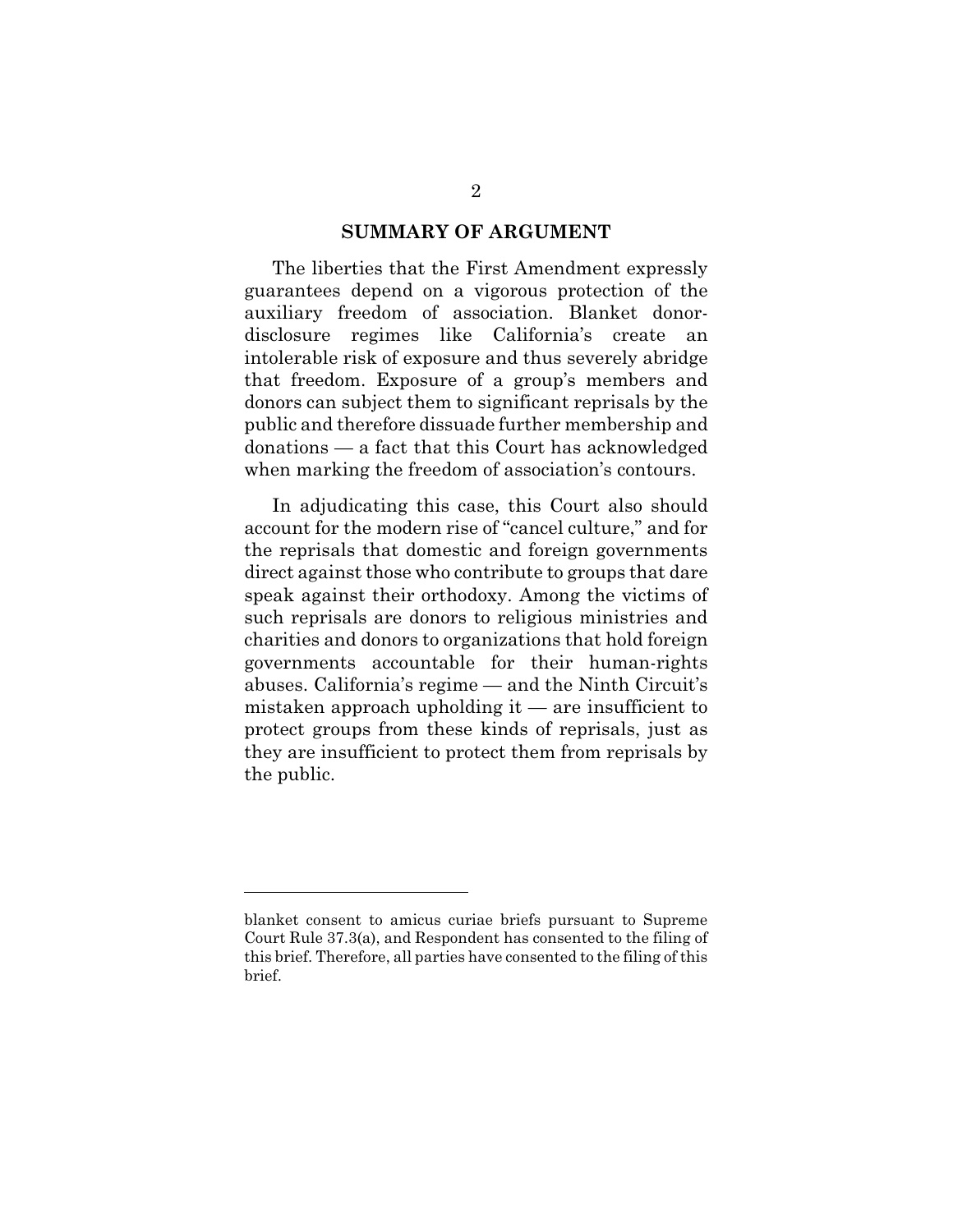## SUMMARY OF ARGUMENT

The liberties that the First Amendment expressly guarantees depend on a vigorous protection of the auxiliary freedom of association. Blanket donor-disclosure regimes like California's create an intolerable risk of exposure and thus severely abridge that freedom. Exposure of a group's members and donors can subject them to significant reprisals by the public and therefore dissuade further membership and donations — a fact that this Court has acknowledged when marking the freedom of association's contours.

In adjudicating this case, this Court also should account for the modern rise of "cancel culture," and for the reprisals that domestic and foreign governments direct against those who contribute to groups that dare speak against their orthodoxy. Among the victims of such reprisals are donors to religious ministries and charities and donors to organizations that hold foreign governments accountable for their human-rights abuses. California's regime — and the Ninth Circuit's mistaken approach upholding it — are insufficient to protect groups from these kinds of reprisals, just as they are insufficient to protect them from reprisals by the public.

---

blanket consent to amicus curiae briefs pursuant to Supreme Court Rule 37.3(a), and Respondent has consented to the filing of this brief. Therefore, all parties have consented to the filing of this brief.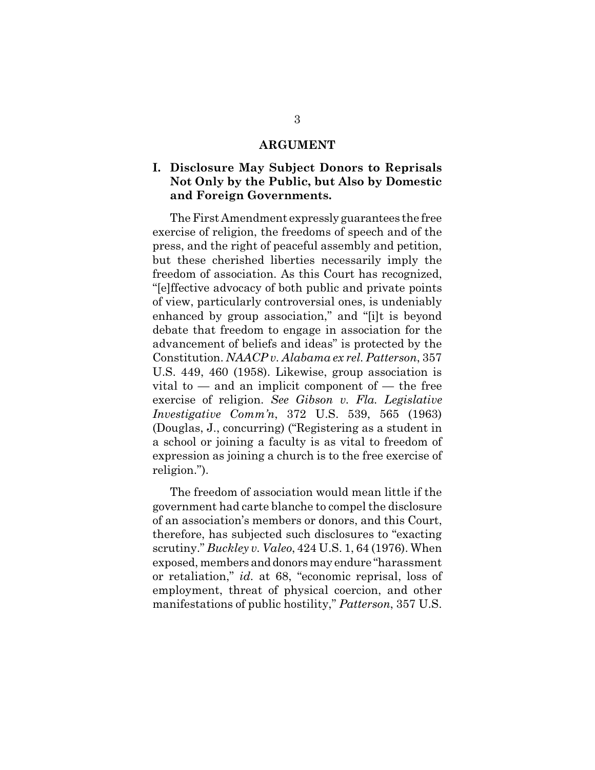# ARGUMENT

## I. Disclosure May Subject Donors to Reprisals Not Only by the Public, but Also by Domestic and Foreign Governments.

The First Amendment expressly guarantees the free exercise of religion, the freedoms of speech and of the press, and the right of peaceful assembly and petition, but these cherished liberties necessarily imply the freedom of association. As this Court has recognized, "[e]ffective advocacy of both public and private points of view, particularly controversial ones, is undeniably enhanced by group association," and "[i]t is beyond debate that freedom to engage in association for the advancement of beliefs and ideas" is protected by the Constitution. *NAACP v. Alabama ex rel. Patterson*, 357 U.S. 449, 460 (1958). Likewise, group association is vital to — and an implicit component of — the free exercise of religion. *See Gibson v. Fla. Legislative Investigative Comm'n*, 372 U.S. 539, 565 (1963) (Douglas, J., concurring) ("Registering as a student in a school or joining a faculty is as vital to freedom of expression as joining a church is to the free exercise of religion.").

The freedom of association would mean little if the government had carte blanche to compel the disclosure of an association's members or donors, and this Court, therefore, has subjected such disclosures to "exacting scrutiny." *Buckley v. Valeo*, 424 U.S. 1, 64 (1976). When exposed, members and donors may endure "harassment or retaliation," *id.* at 68, "economic reprisal, loss of employment, threat of physical coercion, and other manifestations of public hostility," *Patterson*, 357 U.S.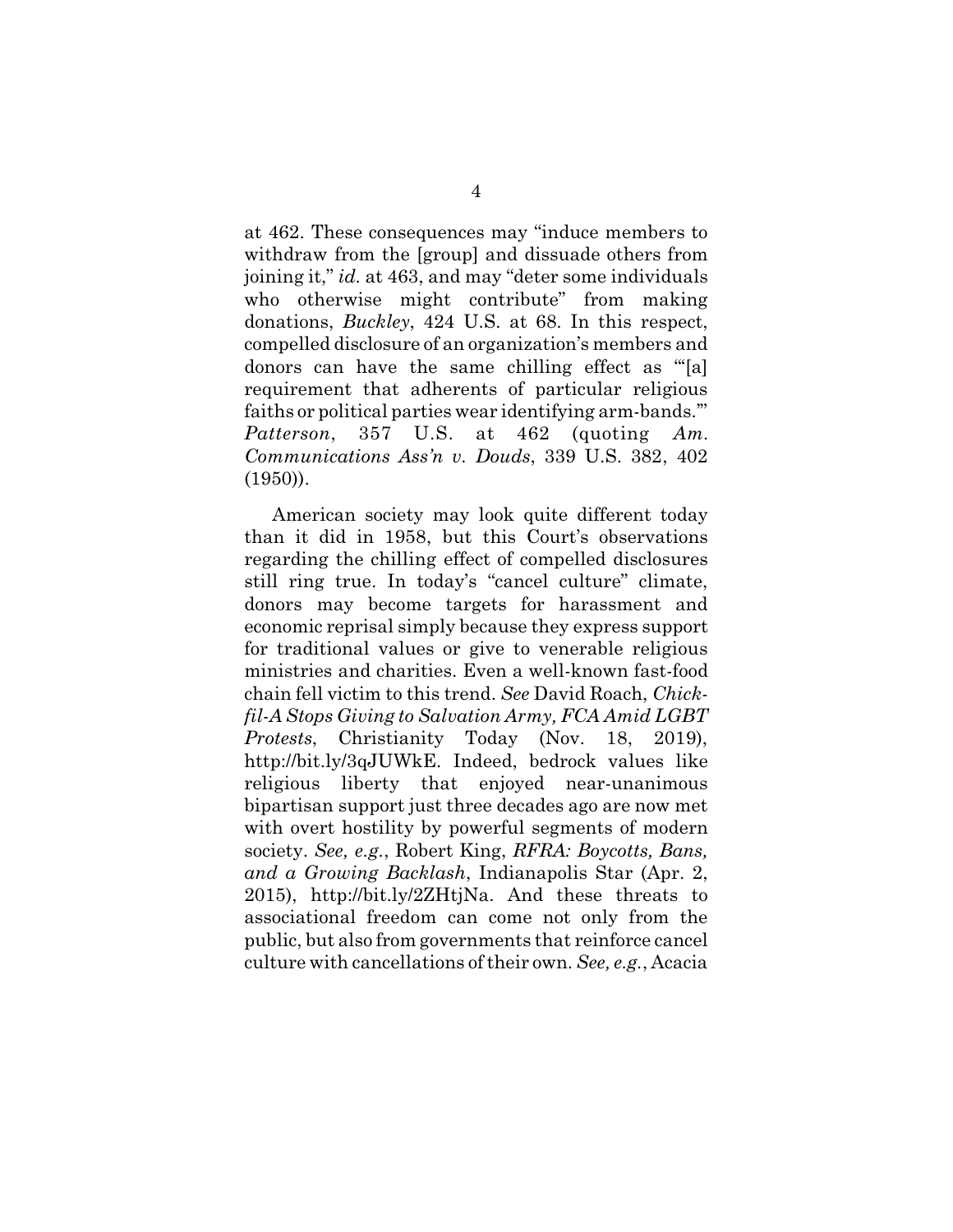at 462. These consequences may "induce members to withdraw from the [group] and dissuade others from joining it," *id.* at 463, and may "deter some individuals who otherwise might contribute" from making donations, *Buckley*, 424 U.S. at 68. In this respect, compelled disclosure of an organization's members and donors can have the same chilling effect as "'[a] requirement that adherents of particular religious faiths or political parties wear identifying arm-bands.'" *Patterson*, 357 U.S. at 462 (quoting *Am. Communications Ass'n v. Douds*, 339 U.S. 382, 402 (1950)).

American society may look quite different today than it did in 1958, but this Court's observations regarding the chilling effect of compelled disclosures still ring true. In today's "cancel culture" climate, donors may become targets for harassment and economic reprisal simply because they express support for traditional values or give to venerable religious ministries and charities. Even a well-known fast-food chain fell victim to this trend. *See* David Roach, *Chick-fil-A Stops Giving to Salvation Army, FCA Amid LGBT Protests*, Christianity Today (Nov. 18, 2019), http://bit.ly/3qJUWkE. Indeed, bedrock values like religious liberty that enjoyed near-unanimous bipartisan support just three decades ago are now met with overt hostility by powerful segments of modern society. *See, e.g.*, Robert King, *RFRA: Boycotts, Bans, and a Growing Backlash*, Indianapolis Star (Apr. 2, 2015), http://bit.ly/2ZHtjNa. And these threats to associational freedom can come not only from the public, but also from governments that reinforce cancel culture with cancellations of their own. *See, e.g.*, Acacia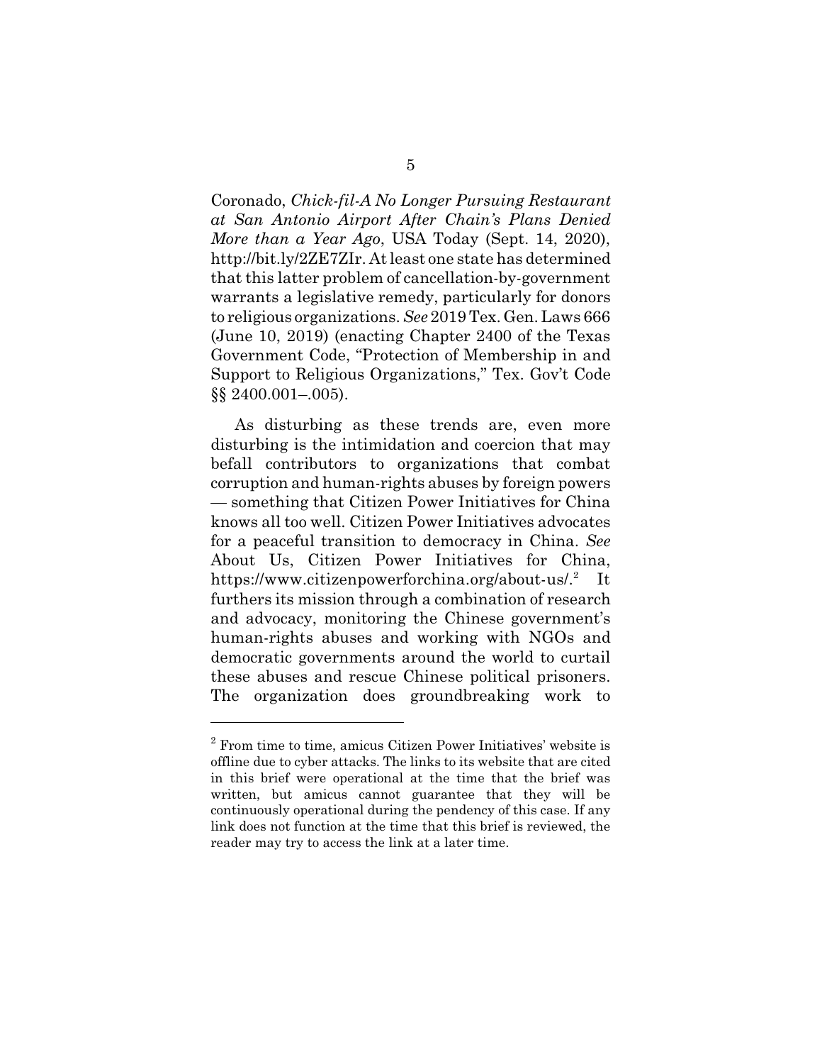Coronado, *Chick-fil-A No Longer Pursuing Restaurant at San Antonio Airport After Chain's Plans Denied More than a Year Ago*, USA Today (Sept. 14, 2020), http://bit.ly/2ZE7ZIr. At least one state has determined that this latter problem of cancellation-by-government warrants a legislative remedy, particularly for donors to religious organizations. *See* 2019 Tex. Gen. Laws 666 (June 10, 2019) (enacting Chapter 2400 of the Texas Government Code, "Protection of Membership in and Support to Religious Organizations," Tex. Gov't Code §§ 2400.001–.005).

As disturbing as these trends are, even more disturbing is the intimidation and coercion that may befall contributors to organizations that combat corruption and human-rights abuses by foreign powers — something that Citizen Power Initiatives for China knows all too well. Citizen Power Initiatives advocates for a peaceful transition to democracy in China. *See* About Us, Citizen Power Initiatives for China, https://www.citizenpowerforchina.org/about-us/.[2] It furthers its mission through a combination of research and advocacy, monitoring the Chinese government's human-rights abuses and working with NGOs and democratic governments around the world to curtail these abuses and rescue Chinese political prisoners. The organization does groundbreaking work to

---

[2] From time to time, amicus Citizen Power Initiatives' website is offline due to cyber attacks. The links to its website that are cited in this brief were operational at the time that the brief was written, but amicus cannot guarantee that they will be continuously operational during the pendency of this case. If any link does not function at the time that this brief is reviewed, the reader may try to access the link at a later time.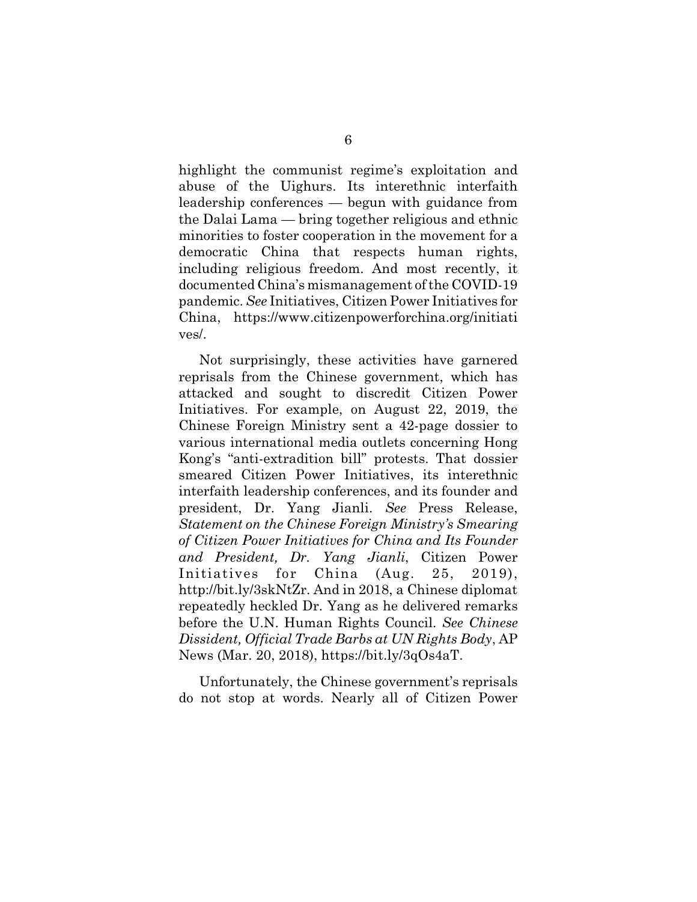highlight the communist regime's exploitation and abuse of the Uighurs. Its interethnic interfaith leadership conferences — begun with guidance from the Dalai Lama — bring together religious and ethnic minorities to foster cooperation in the movement for a democratic China that respects human rights, including religious freedom. And most recently, it documented China's mismanagement of the COVID-19 pandemic. *See* Initiatives, Citizen Power Initiatives for China, https://www.citizenpowerforchina.org/initiatives/.

Not surprisingly, these activities have garnered reprisals from the Chinese government, which has attacked and sought to discredit Citizen Power Initiatives. For example, on August 22, 2019, the Chinese Foreign Ministry sent a 42-page dossier to various international media outlets concerning Hong Kong's "anti-extradition bill" protests. That dossier smeared Citizen Power Initiatives, its interethnic interfaith leadership conferences, and its founder and president, Dr. Yang Jianli. *See* Press Release, *Statement on the Chinese Foreign Ministry's Smearing of Citizen Power Initiatives for China and Its Founder and President, Dr. Yang Jianli*, Citizen Power Initiatives for China (Aug. 25, 2019), http://bit.ly/3skNtZr. And in 2018, a Chinese diplomat repeatedly heckled Dr. Yang as he delivered remarks before the U.N. Human Rights Council. *See Chinese Dissident, Official Trade Barbs at UN Rights Body*, AP News (Mar. 20, 2018), https://bit.ly/3qOs4aT.

Unfortunately, the Chinese government's reprisals do not stop at words. Nearly all of Citizen Power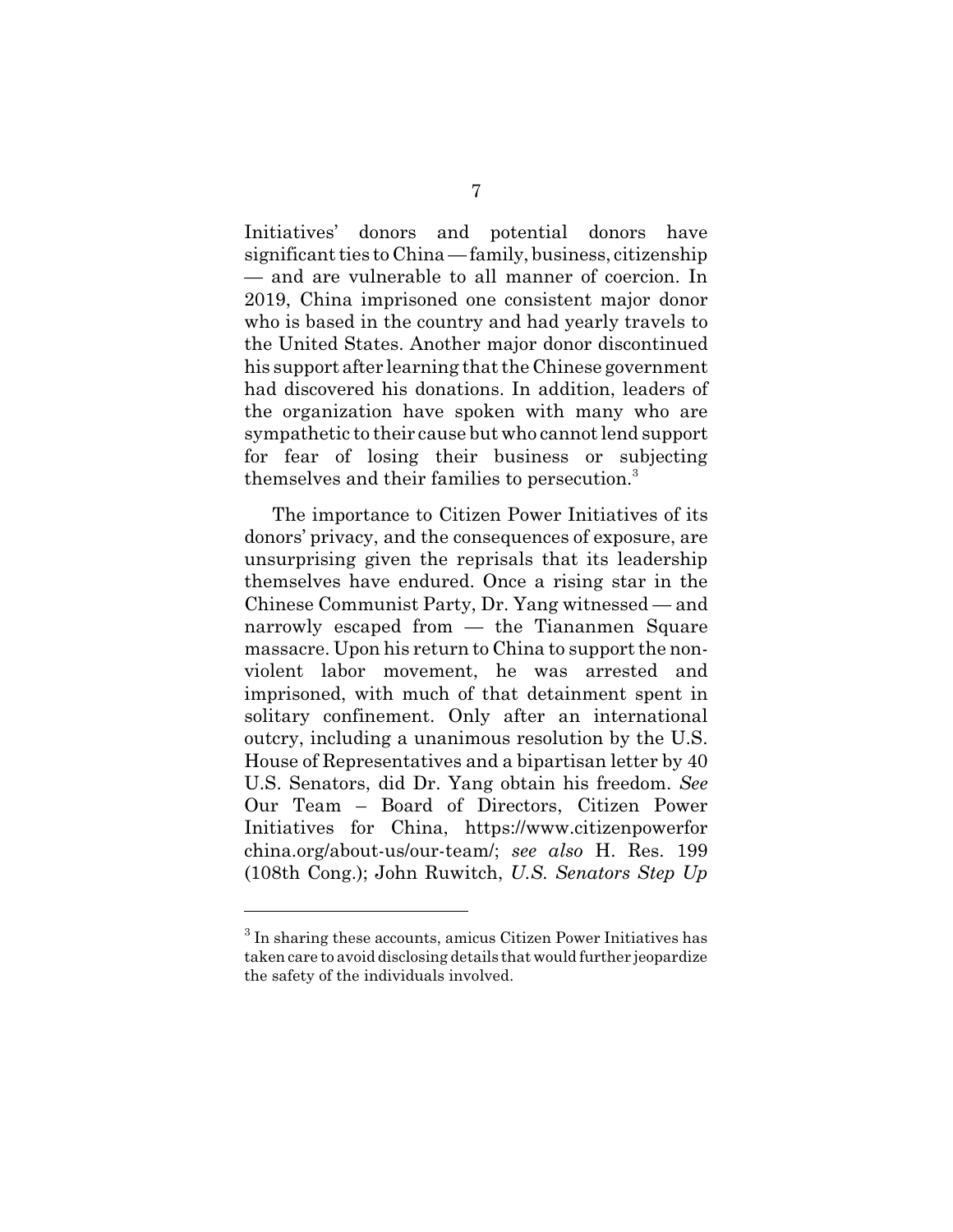Initiatives' donors and potential donors have significant ties to China — family, business, citizenship — and are vulnerable to all manner of coercion. In 2019, China imprisoned one consistent major donor who is based in the country and had yearly travels to the United States. Another major donor discontinued his support after learning that the Chinese government had discovered his donations. In addition, leaders of the organization have spoken with many who are sympathetic to their cause but who cannot lend support for fear of losing their business or subjecting themselves and their families to persecution.[3]

The importance to Citizen Power Initiatives of its donors' privacy, and the consequences of exposure, are unsurprising given the reprisals that its leadership themselves have endured. Once a rising star in the Chinese Communist Party, Dr. Yang witnessed — and narrowly escaped from — the Tiananmen Square massacre. Upon his return to China to support the non-violent labor movement, he was arrested and imprisoned, with much of that detainment spent in solitary confinement. Only after an international outcry, including a unanimous resolution by the U.S. House of Representatives and a bipartisan letter by 40 U.S. Senators, did Dr. Yang obtain his freedom. *See* Our Team – Board of Directors, Citizen Power Initiatives for China, https://www.citizenpowerforchina.org/about-us/our-team/; *see also* H. Res. 199 (108th Cong.); John Ruwitch, *U.S. Senators Step Up*

---

[3] In sharing these accounts, amicus Citizen Power Initiatives has taken care to avoid disclosing details that would further jeopardize the safety of the individuals involved.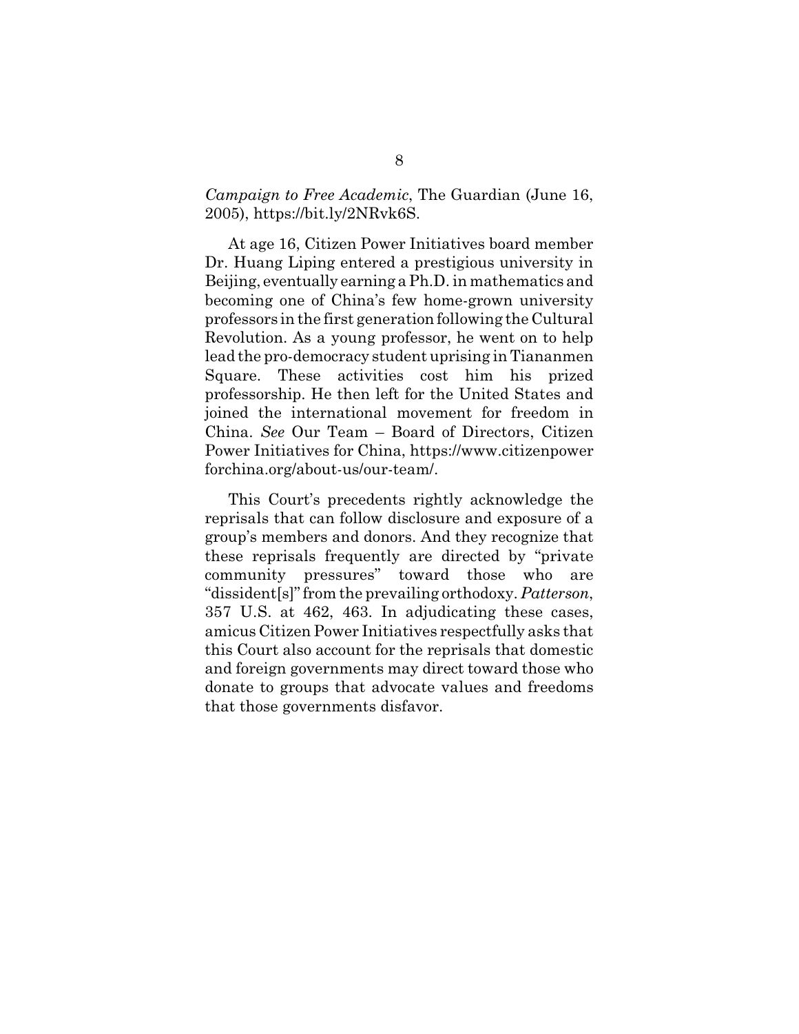*Campaign to Free Academic*, The Guardian (June 16, 2005), https://bit.ly/2NRvk6S.

At age 16, Citizen Power Initiatives board member Dr. Huang Liping entered a prestigious university in Beijing, eventually earning a Ph.D. in mathematics and becoming one of China's few home-grown university professors in the first generation following the Cultural Revolution. As a young professor, he went on to help lead the pro-democracy student uprising in Tiananmen Square. These activities cost him his prized professorship. He then left for the United States and joined the international movement for freedom in China. *See* Our Team – Board of Directors, Citizen Power Initiatives for China, https://www.citizenpowerforchina.org/about-us/our-team/.

This Court's precedents rightly acknowledge the reprisals that can follow disclosure and exposure of a group's members and donors. And they recognize that these reprisals frequently are directed by "private community pressures" toward those who are "dissident[s]" from the prevailing orthodoxy. *Patterson*, 357 U.S. at 462, 463. In adjudicating these cases, amicus Citizen Power Initiatives respectfully asks that this Court also account for the reprisals that domestic and foreign governments may direct toward those who donate to groups that advocate values and freedoms that those governments disfavor.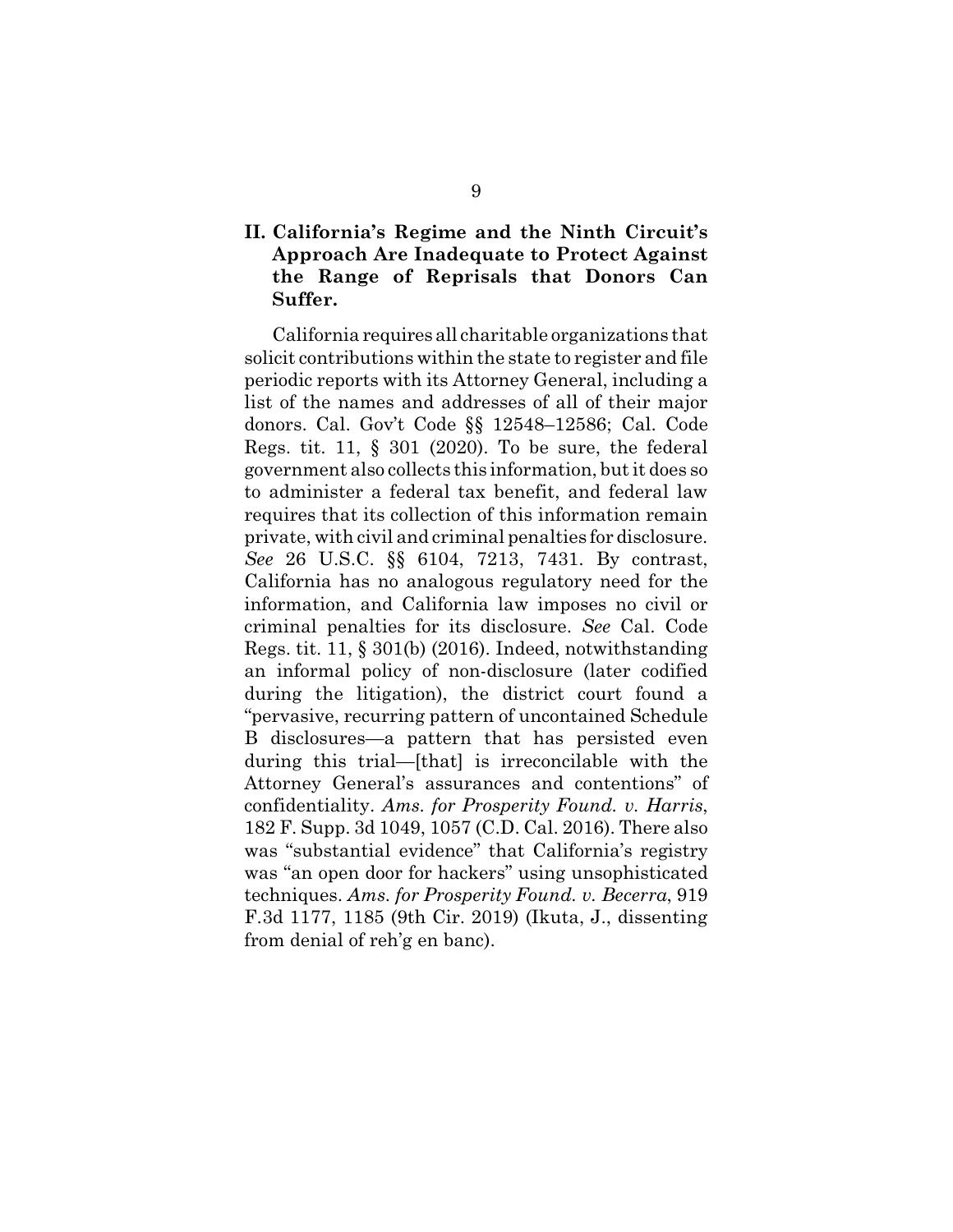## II. California's Regime and the Ninth Circuit's Approach Are Inadequate to Protect Against the Range of Reprisals that Donors Can Suffer.

California requires all charitable organizations that solicit contributions within the state to register and file periodic reports with its Attorney General, including a list of the names and addresses of all of their major donors. Cal. Gov't Code §§ 12548–12586; Cal. Code Regs. tit. 11, § 301 (2020). To be sure, the federal government also collects this information, but it does so to administer a federal tax benefit, and federal law requires that its collection of this information remain private, with civil and criminal penalties for disclosure. *See* 26 U.S.C. §§ 6104, 7213, 7431. By contrast, California has no analogous regulatory need for the information, and California law imposes no civil or criminal penalties for its disclosure. *See* Cal. Code Regs. tit. 11, § 301(b) (2016). Indeed, notwithstanding an informal policy of non-disclosure (later codified during the litigation), the district court found a "pervasive, recurring pattern of uncontained Schedule B disclosures—a pattern that has persisted even during this trial—[that] is irreconcilable with the Attorney General's assurances and contentions" of confidentiality. *Ams. for Prosperity Found. v. Harris*, 182 F. Supp. 3d 1049, 1057 (C.D. Cal. 2016). There also was "substantial evidence" that California's registry was "an open door for hackers" using unsophisticated techniques. *Ams. for Prosperity Found. v. Becerra*, 919 F.3d 1177, 1185 (9th Cir. 2019) (Ikuta, J., dissenting from denial of reh'g en banc).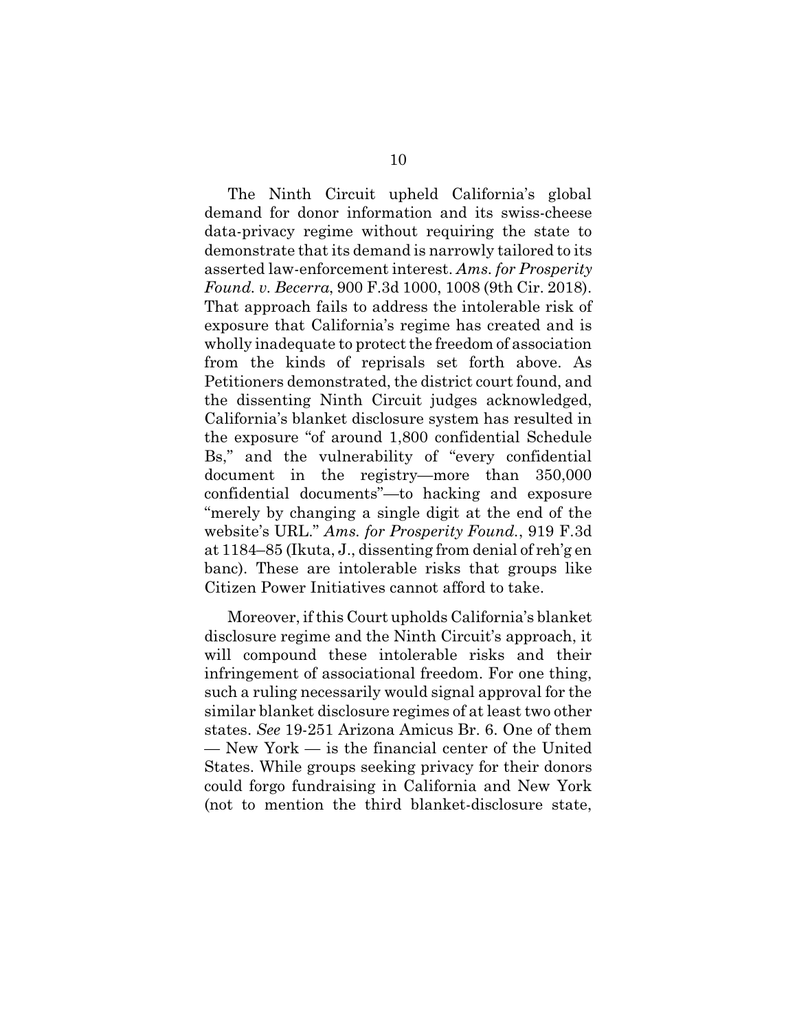The Ninth Circuit upheld California's global demand for donor information and its swiss-cheese data-privacy regime without requiring the state to demonstrate that its demand is narrowly tailored to its asserted law-enforcement interest. *Ams. for Prosperity Found. v. Becerra*, 900 F.3d 1000, 1008 (9th Cir. 2018). That approach fails to address the intolerable risk of exposure that California's regime has created and is wholly inadequate to protect the freedom of association from the kinds of reprisals set forth above. As Petitioners demonstrated, the district court found, and the dissenting Ninth Circuit judges acknowledged, California's blanket disclosure system has resulted in the exposure "of around 1,800 confidential Schedule Bs," and the vulnerability of "every confidential document in the registry—more than 350,000 confidential documents"—to hacking and exposure "merely by changing a single digit at the end of the website's URL." *Ams. for Prosperity Found.*, 919 F.3d at 1184–85 (Ikuta, J., dissenting from denial of reh'g en banc). These are intolerable risks that groups like Citizen Power Initiatives cannot afford to take.

Moreover, if this Court upholds California's blanket disclosure regime and the Ninth Circuit's approach, it will compound these intolerable risks and their infringement of associational freedom. For one thing, such a ruling necessarily would signal approval for the similar blanket disclosure regimes of at least two other states. *See* 19-251 Arizona Amicus Br. 6. One of them — New York — is the financial center of the United States. While groups seeking privacy for their donors could forgo fundraising in California and New York (not to mention the third blanket-disclosure state,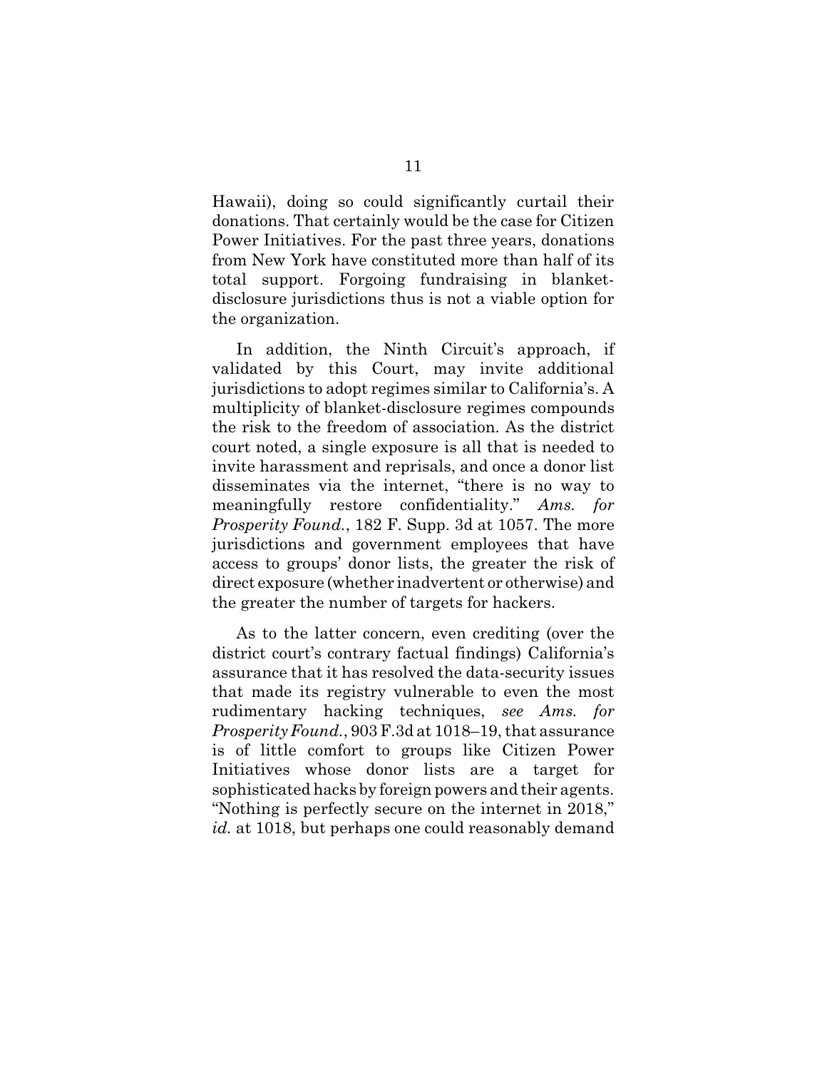Hawaii), doing so could significantly curtail their donations. That certainly would be the case for Citizen Power Initiatives. For the past three years, donations from New York have constituted more than half of its total support. Forgoing fundraising in blanket-disclosure jurisdictions thus is not a viable option for the organization.

In addition, the Ninth Circuit's approach, if validated by this Court, may invite additional jurisdictions to adopt regimes similar to California's. A multiplicity of blanket-disclosure regimes compounds the risk to the freedom of association. As the district court noted, a single exposure is all that is needed to invite harassment and reprisals, and once a donor list disseminates via the internet, "there is no way to meaningfully restore confidentiality." *Ams. for Prosperity Found.*, 182 F. Supp. 3d at 1057. The more jurisdictions and government employees that have access to groups' donor lists, the greater the risk of direct exposure (whether inadvertent or otherwise) and the greater the number of targets for hackers.

As to the latter concern, even crediting (over the district court's contrary factual findings) California's assurance that it has resolved the data-security issues that made its registry vulnerable to even the most rudimentary hacking techniques, *see Ams. for Prosperity Found.*, 903 F.3d at 1018–19, that assurance is of little comfort to groups like Citizen Power Initiatives whose donor lists are a target for sophisticated hacks by foreign powers and their agents. "Nothing is perfectly secure on the internet in 2018," *id.* at 1018, but perhaps one could reasonably demand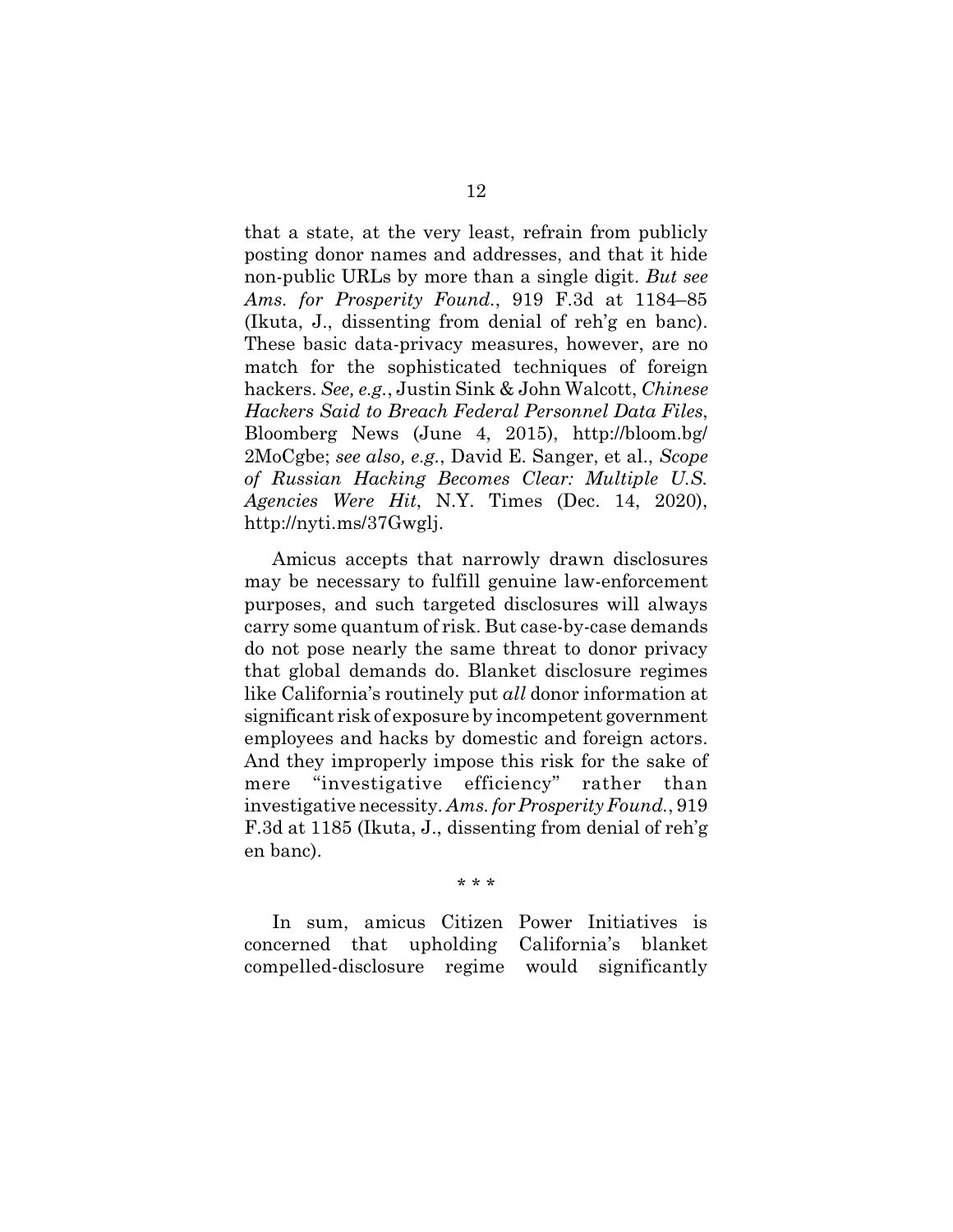that a state, at the very least, refrain from publicly posting donor names and addresses, and that it hide non-public URLs by more than a single digit. *But see Ams. for Prosperity Found.*, 919 F.3d at 1184–85 (Ikuta, J., dissenting from denial of reh'g en banc). These basic data-privacy measures, however, are no match for the sophisticated techniques of foreign hackers. *See, e.g.*, Justin Sink & John Walcott, *Chinese Hackers Said to Breach Federal Personnel Data Files*, Bloomberg News (June 4, 2015), http://bloom.bg/2MoCgbe; *see also, e.g.*, David E. Sanger, et al., *Scope of Russian Hacking Becomes Clear: Multiple U.S. Agencies Were Hit*, N.Y. Times (Dec. 14, 2020), http://nyti.ms/37Gwglj.

Amicus accepts that narrowly drawn disclosures may be necessary to fulfill genuine law-enforcement purposes, and such targeted disclosures will always carry some quantum of risk. But case-by-case demands do not pose nearly the same threat to donor privacy that global demands do. Blanket disclosure regimes like California's routinely put *all* donor information at significant risk of exposure by incompetent government employees and hacks by domestic and foreign actors. And they improperly impose this risk for the sake of mere "investigative efficiency" rather than investigative necessity. *Ams. for Prosperity Found.*, 919 F.3d at 1185 (Ikuta, J., dissenting from denial of reh'g en banc).

\* \* \*

In sum, amicus Citizen Power Initiatives is concerned that upholding California's blanket compelled-disclosure regime would significantly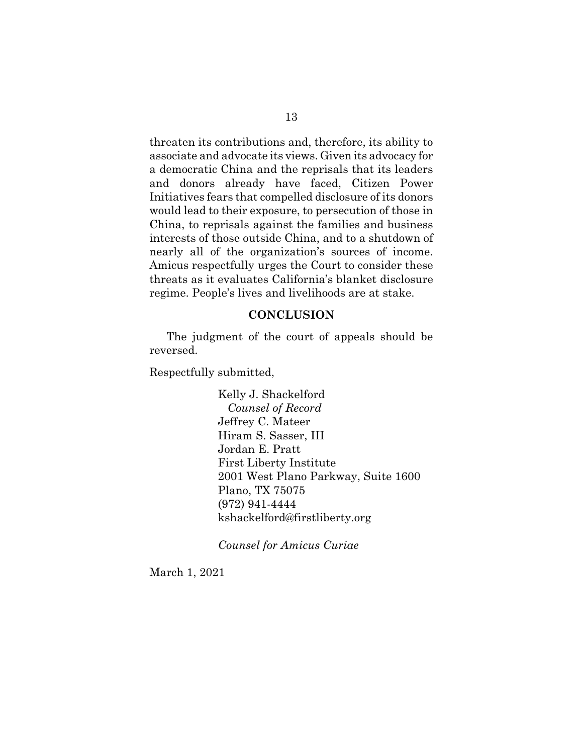threaten its contributions and, therefore, its ability to associate and advocate its views. Given its advocacy for a democratic China and the reprisals that its leaders and donors already have faced, Citizen Power Initiatives fears that compelled disclosure of its donors would lead to their exposure, to persecution of those in China, to reprisals against the families and business interests of those outside China, and to a shutdown of nearly all of the organization's sources of income. Amicus respectfully urges the Court to consider these threats as it evaluates California's blanket disclosure regime. People's lives and livelihoods are at stake.

## CONCLUSION

The judgment of the court of appeals should be reversed.

Respectfully submitted,

Kelly J. Shackelford  
*Counsel of Record*  
Jeffrey C. Mateer  
Hiram S. Sasser, III  
Jordan E. Pratt  
First Liberty Institute  
2001 West Plano Parkway, Suite 1600  
Plano, TX 75075  
(972) 941-4444  
kshackelford@firstliberty.org

*Counsel for Amicus Curiae*

March 1, 2021